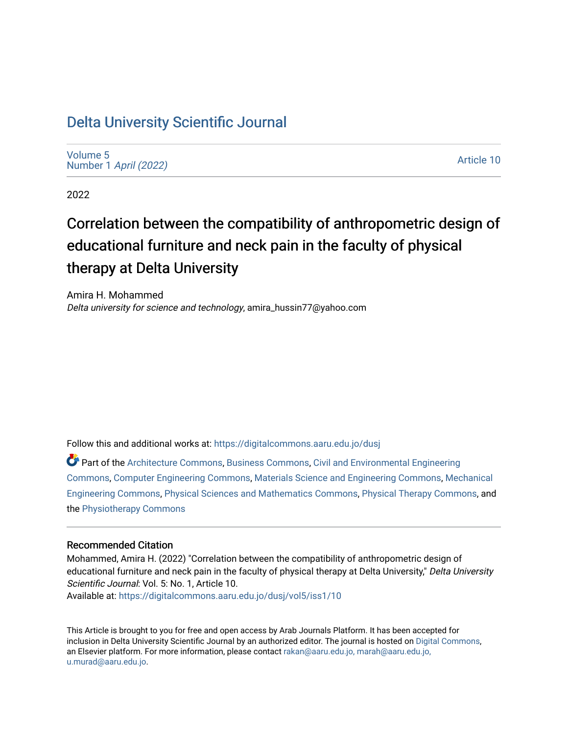# Delta University Scientific Journal

Volume 5
Number 1 *April (2022)*

Article 10

2022

## Correlation between the compatibility of anthropometric design of educational furniture and neck pain in the faculty of physical therapy at Delta University

Amira H. Mohammed
*Delta university for science and technology*, amira_hussin77@yahoo.com

Follow this and additional works at: https://digitalcommons.aaru.edu.jo/dusj

Part of the Architecture Commons, Business Commons, Civil and Environmental Engineering Commons, Computer Engineering Commons, Materials Science and Engineering Commons, Mechanical Engineering Commons, Physical Sciences and Mathematics Commons, Physical Therapy Commons, and the Physiotherapy Commons

### Recommended Citation

Mohammed, Amira H. (2022) "Correlation between the compatibility of anthropometric design of educational furniture and neck pain in the faculty of physical therapy at Delta University," *Delta University Scientific Journal*: Vol. 5: No. 1, Article 10.
Available at: https://digitalcommons.aaru.edu.jo/dusj/vol5/iss1/10

This Article is brought to you for free and open access by Arab Journals Platform. It has been accepted for inclusion in Delta University Scientific Journal by an authorized editor. The journal is hosted on Digital Commons, an Elsevier platform. For more information, please contact rakan@aaru.edu.jo, marah@aaru.edu.jo, u.murad@aaru.edu.jo.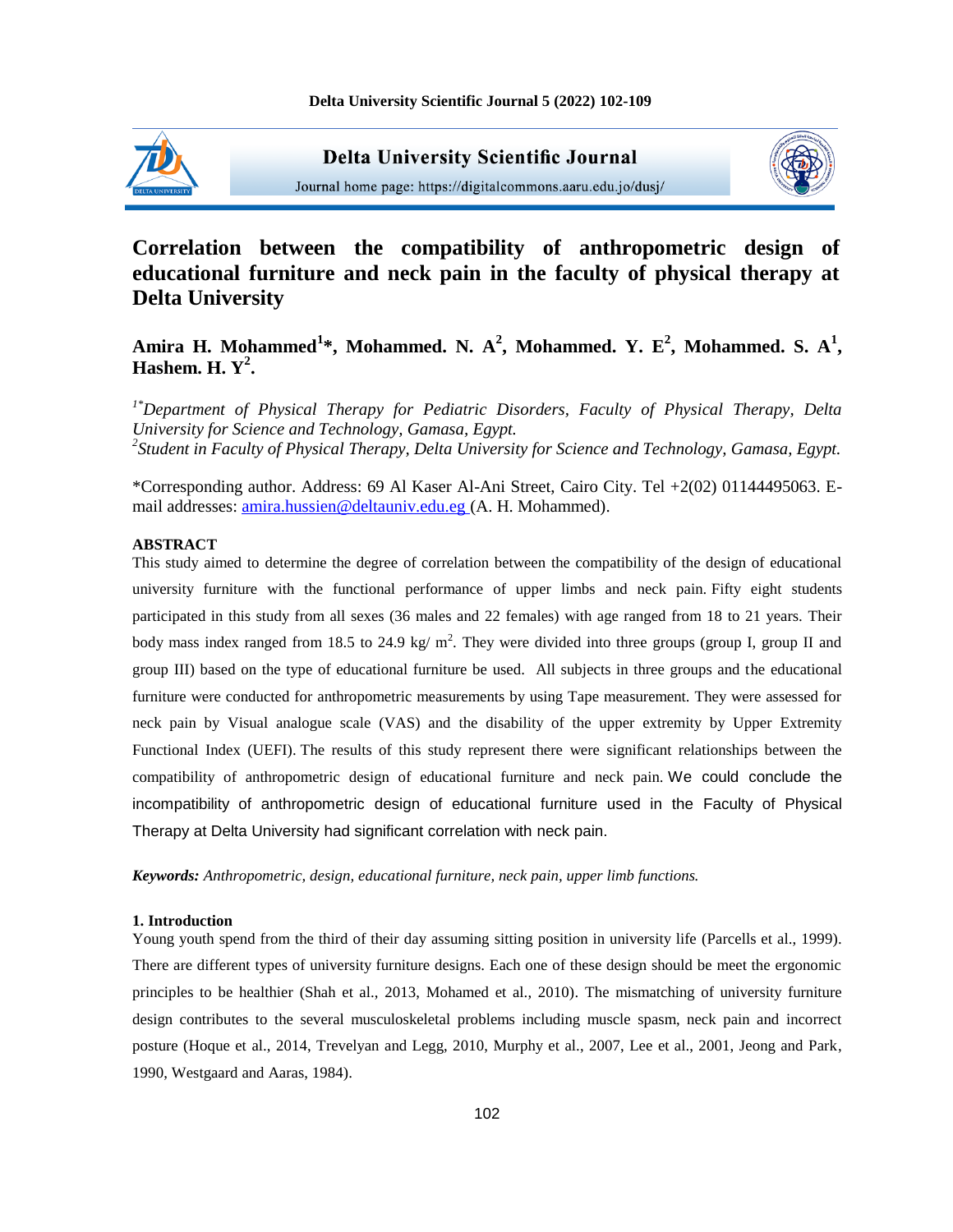# Correlation between the compatibility of anthropometric design of educational furniture and neck pain in the faculty of physical therapy at Delta University

**Amira H. Mohammed[1]*, Mohammed. N. A[2], Mohammed. Y. E[2], Mohammed. S. A[1], Hashem. H. Y[2].**

*[1*]Department of Physical Therapy for Pediatric Disorders, Faculty of Physical Therapy, Delta University for Science and Technology, Gamasa, Egypt.*
*[2]Student in Faculty of Physical Therapy, Delta University for Science and Technology, Gamasa, Egypt.*

*Corresponding author. Address: 69 Al Kaser Al-Ani Street, Cairo City. Tel +2(02) 01144495063. E-mail addresses: amira.hussien@deltauniv.edu.eg (A. H. Mohammed).

**ABSTRACT**

This study aimed to determine the degree of correlation between the compatibility of the design of educational university furniture with the functional performance of upper limbs and neck pain. Fifty eight students participated in this study from all sexes (36 males and 22 females) with age ranged from 18 to 21 years. Their body mass index ranged from 18.5 to 24.9 kg/ m$^2$. They were divided into three groups (group I, group II and group III) based on the type of educational furniture be used. All subjects in three groups and the educational furniture were conducted for anthropometric measurements by using Tape measurement. They were assessed for neck pain by Visual analogue scale (VAS) and the disability of the upper extremity by Upper Extremity Functional Index (UEFI). The results of this study represent there were significant relationships between the compatibility of anthropometric design of educational furniture and neck pain. We could conclude the incompatibility of anthropometric design of educational furniture used in the Faculty of Physical Therapy at Delta University had significant correlation with neck pain.

***Keywords:*** *Anthropometric, design, educational furniture, neck pain, upper limb functions.*

## 1. Introduction

Young youth spend from the third of their day assuming sitting position in university life (Parcells et al., 1999). There are different types of university furniture designs. Each one of these design should be meet the ergonomic principles to be healthier (Shah et al., 2013, Mohamed et al., 2010). The mismatching of university furniture design contributes to the several musculoskeletal problems including muscle spasm, neck pain and incorrect posture (Hoque et al., 2014, Trevelyan and Legg, 2010, Murphy et al., 2007, Lee et al., 2001, Jeong and Park, 1990, Westgaard and Aaras, 1984).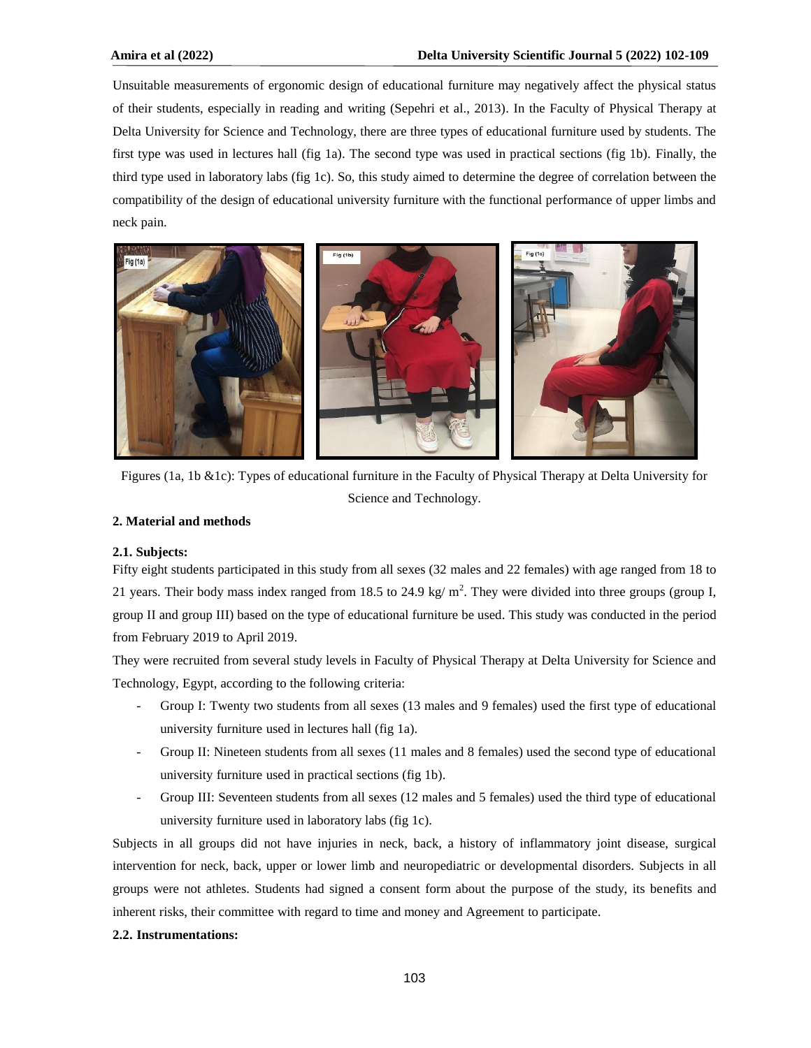Unsuitable measurements of ergonomic design of educational furniture may negatively affect the physical status of their students, especially in reading and writing (Sepehri et al., 2013). In the Faculty of Physical Therapy at Delta University for Science and Technology, there are three types of educational furniture used by students. The first type was used in lectures hall (fig 1a). The second type was used in practical sections (fig 1b). Finally, the third type used in laboratory labs (fig 1c). So, this study aimed to determine the degree of correlation between the compatibility of the design of educational university furniture with the functional performance of upper limbs and neck pain.

Figures (1a, 1b &1c): Types of educational furniture in the Faculty of Physical Therapy at Delta University for Science and Technology.

## 2. Material and methods

### 2.1. Subjects:

Fifty eight students participated in this study from all sexes (32 males and 22 females) with age ranged from 18 to 21 years. Their body mass index ranged from 18.5 to 24.9 kg/ m$^2$. They were divided into three groups (group I, group II and group III) based on the type of educational furniture be used. This study was conducted in the period from February 2019 to April 2019.

They were recruited from several study levels in Faculty of Physical Therapy at Delta University for Science and Technology, Egypt, according to the following criteria:

- Group I: Twenty two students from all sexes (13 males and 9 females) used the first type of educational university furniture used in lectures hall (fig 1a).
- Group II: Nineteen students from all sexes (11 males and 8 females) used the second type of educational university furniture used in practical sections (fig 1b).
- Group III: Seventeen students from all sexes (12 males and 5 females) used the third type of educational university furniture used in laboratory labs (fig 1c).

Subjects in all groups did not have injuries in neck, back, a history of inflammatory joint disease, surgical intervention for neck, back, upper or lower limb and neuropediatric or developmental disorders. Subjects in all groups were not athletes. Students had signed a consent form about the purpose of the study, its benefits and inherent risks, their committee with regard to time and money and Agreement to participate.

### 2.2. Instrumentations: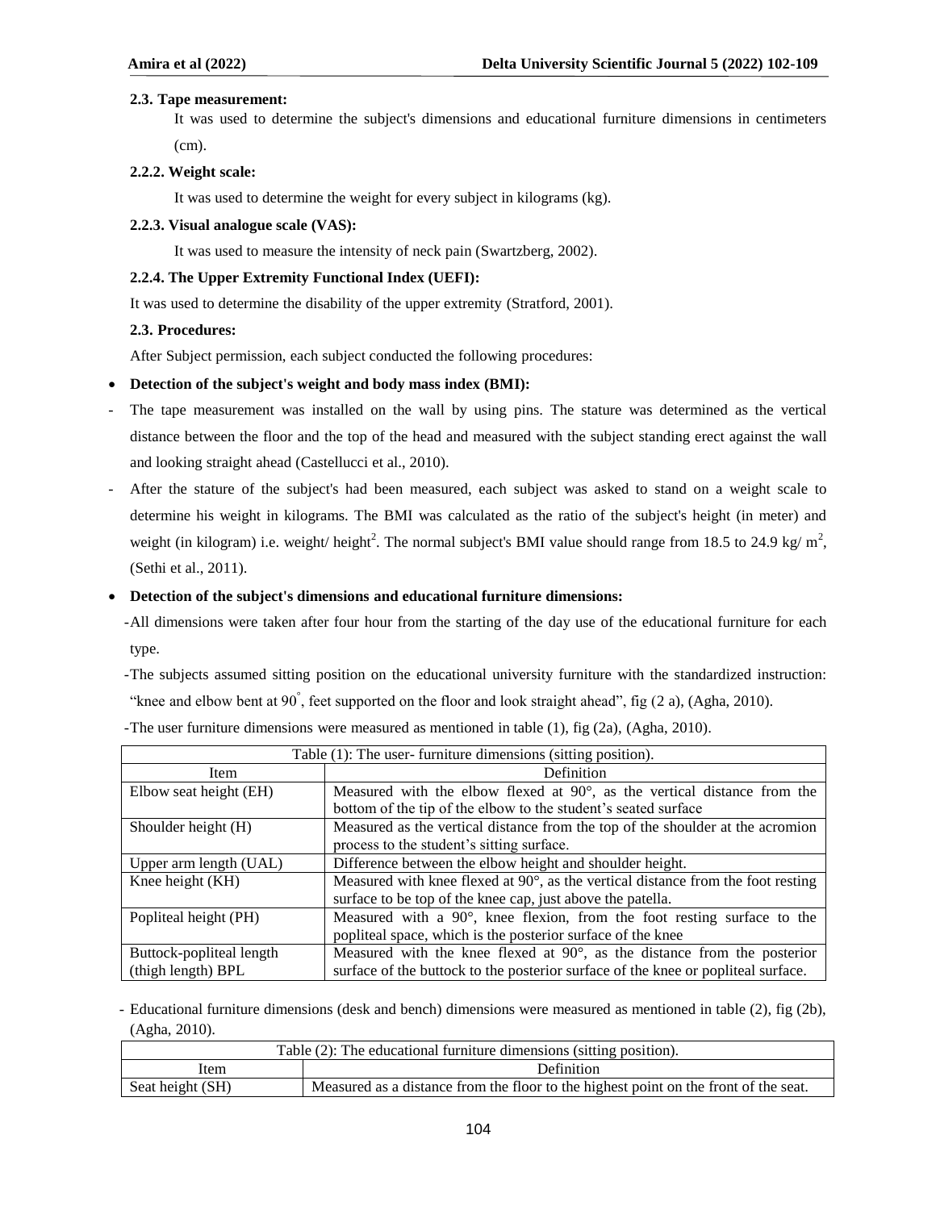**2.3. Tape measurement:**

It was used to determine the subject's dimensions and educational furniture dimensions in centimeters (cm).

**2.2.2. Weight scale:**

It was used to determine the weight for every subject in kilograms (kg).

**2.2.3. Visual analogue scale (VAS):**

It was used to measure the intensity of neck pain (Swartzberg, 2002).

**2.2.4. The Upper Extremity Functional Index (UEFI):**

It was used to determine the disability of the upper extremity (Stratford, 2001).

**2.3. Procedures:**

After Subject permission, each subject conducted the following procedures:

- **Detection of the subject's weight and body mass index (BMI):**

- The tape measurement was installed on the wall by using pins. The stature was determined as the vertical distance between the floor and the top of the head and measured with the subject standing erect against the wall and looking straight ahead (Castellucci et al., 2010).
- After the stature of the subject's had been measured, each subject was asked to stand on a weight scale to determine his weight in kilograms. The BMI was calculated as the ratio of the subject's height (in meter) and weight (in kilogram) i.e. weight/ height$^2$. The normal subject's BMI value should range from 18.5 to 24.9 kg/ m$^2$, (Sethi et al., 2011).

- **Detection of the subject's dimensions and educational furniture dimensions:**

- All dimensions were taken after four hour from the starting of the day use of the educational furniture for each type.
- The subjects assumed sitting position on the educational university furniture with the standardized instruction: "knee and elbow bent at 90°, feet supported on the floor and look straight ahead", fig (2 a), (Agha, 2010).
- The user furniture dimensions were measured as mentioned in table (1), fig (2a), (Agha, 2010).

Table (1): The user- furniture dimensions (sitting position).

| Item | Definition |
|---|---|
| Elbow seat height (EH) | Measured with the elbow flexed at 90°, as the vertical distance from the bottom of the tip of the elbow to the student's seated surface |
| Shoulder height (H) | Measured as the vertical distance from the top of the shoulder at the acromion process to the student's sitting surface. |
| Upper arm length (UAL) | Difference between the elbow height and shoulder height. |
| Knee height (KH) | Measured with knee flexed at 90°, as the vertical distance from the foot resting surface to be top of the knee cap, just above the patella. |
| Popliteal height (PH) | Measured with a 90°, knee flexion, from the foot resting surface to the popliteal space, which is the posterior surface of the knee |
| Buttock-popliteal length (thigh length) BPL | Measured with the knee flexed at 90°, as the distance from the posterior surface of the buttock to the posterior surface of the knee or popliteal surface. |

- Educational furniture dimensions (desk and bench) dimensions were measured as mentioned in table (2), fig (2b), (Agha, 2010).

Table (2): The educational furniture dimensions (sitting position).

| Item | Definition |
|---|---|
| Seat height (SH) | Measured as a distance from the floor to the highest point on the front of the seat. |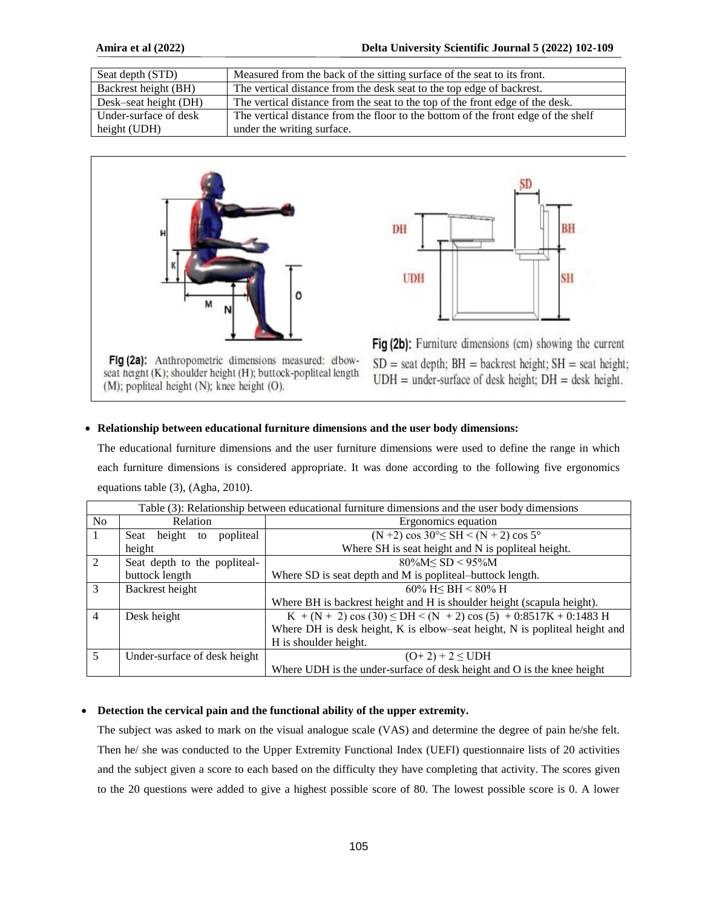| | |
|---|---|
| Seat depth (STD) | Measured from the back of the sitting surface of the seat to its front. |
| Backrest height (BH) | The vertical distance from the desk seat to the top edge of backrest. |
| Desk–seat height (DH) | The vertical distance from the seat to the top of the front edge of the desk. |
| Under-surface of desk height (UDH) | The vertical distance from the floor to the bottom of the front edge of the shelf under the writing surface. |

Fig (2a): Anthropometric dimensions measured: elbow-seat height (K); shoulder height (H); buttock-popliteal length (M); popliteal height (N); knee height (O).

Fig (2b): Furniture dimensions (cm) showing the current SD = seat depth; BH = backrest height; SH = seat height; UDH = under-surface of desk height; DH = desk height.

- **Relationship between educational furniture dimensions and the user body dimensions:**

The educational furniture dimensions and the user furniture dimensions were used to define the range in which each furniture dimensions is considered appropriate. It was done according to the following five ergonomics equations table (3), (Agha, 2010).

Table (3): Relationship between educational furniture dimensions and the user body dimensions

| No | Relation | Ergonomics equation |
|---|---|---|
| 1 | Seat height to popliteal height | $(N+2)\cos 30° \leq SH < (N+2)\cos 5°$ <br> Where SH is seat height and N is popliteal height. |
| 2 | Seat depth to the popliteal-buttock length | $80\%M \leq SD < 95\%M$ <br> Where SD is seat depth and M is popliteal–buttock length. |
| 3 | Backrest height | $60\%\ H \leq BH < 80\%\ H$ <br> Where BH is backrest height and H is shoulder height (scapula height). |
| 4 | Desk height | $K + (N+2)\cos(30) \leq DH < (N+2)\cos(5) + 0{:}8517K + 0{:}1483\ H$ <br> Where DH is desk height, K is elbow–seat height, N is popliteal height and H is shoulder height. |
| 5 | Under-surface of desk height | $(O+2) + 2 \leq UDH$ <br> Where UDH is the under-surface of desk height and O is the knee height |

- **Detection the cervical pain and the functional ability of the upper extremity.**

The subject was asked to mark on the visual analogue scale (VAS) and determine the degree of pain he/she felt. Then he/ she was conducted to the Upper Extremity Functional Index (UEFI) questionnaire lists of 20 activities and the subject given a score to each based on the difficulty they have completing that activity. The scores given to the 20 questions were added to give a highest possible score of 80. The lowest possible score is 0. A lower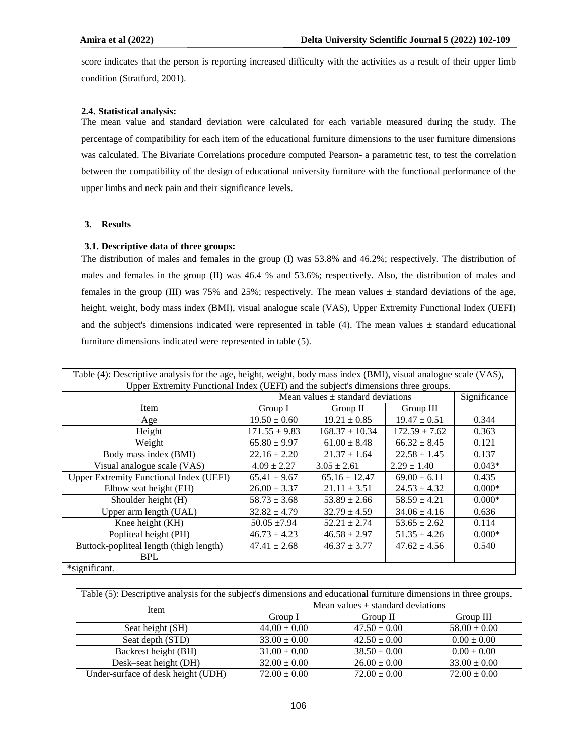score indicates that the person is reporting increased difficulty with the activities as a result of their upper limb condition (Stratford, 2001).

### 2.4. Statistical analysis:

The mean value and standard deviation were calculated for each variable measured during the study. The percentage of compatibility for each item of the educational furniture dimensions to the user furniture dimensions was calculated. The Bivariate Correlations procedure computed Pearson- a parametric test, to test the correlation between the compatibility of the design of educational university furniture with the functional performance of the upper limbs and neck pain and their significance levels.

## 3. Results

### 3.1. Descriptive data of three groups:

The distribution of males and females in the group (I) was 53.8% and 46.2%; respectively. The distribution of males and females in the group (II) was 46.4 % and 53.6%; respectively. Also, the distribution of males and females in the group (III) was 75% and 25%; respectively. The mean values ± standard deviations of the age, height, weight, body mass index (BMI), visual analogue scale (VAS), Upper Extremity Functional Index (UEFI) and the subject's dimensions indicated were represented in table (4). The mean values ± standard educational furniture dimensions indicated were represented in table (5).

Table (4): Descriptive analysis for the age, height, weight, body mass index (BMI), visual analogue scale (VAS), Upper Extremity Functional Index (UEFI) and the subject's dimensions three groups.

| Item | Mean values ± standard deviations | | | Significance |
|---|---|---|---|---|
| | Group I | Group II | Group III | |
| Age | 19.50 ± 0.60 | 19.21 ± 0.85 | 19.47 ± 0.51 | 0.344 |
| Height | 171.55 ± 9.83 | 168.37 ± 10.34 | 172.59 ± 7.62 | 0.363 |
| Weight | 65.80 ± 9.97 | 61.00 ± 8.48 | 66.32 ± 8.45 | 0.121 |
| Body mass index (BMI) | 22.16 ± 2.20 | 21.37 ± 1.64 | 22.58 ± 1.45 | 0.137 |
| Visual analogue scale (VAS) | 4.09 ± 2.27 | 3.05 ± 2.61 | 2.29 ± 1.40 | 0.043* |
| Upper Extremity Functional Index (UEFI) | 65.41 ± 9.67 | 65.16 ± 12.47 | 69.00 ± 6.11 | 0.435 |
| Elbow seat height (EH) | 26.00 ± 3.37 | 21.11 ± 3.51 | 24.53 ± 4.32 | 0.000* |
| Shoulder height (H) | 58.73 ± 3.68 | 53.89 ± 2.66 | 58.59 ± 4.21 | 0.000* |
| Upper arm length (UAL) | 32.82 ± 4.79 | 32.79 ± 4.59 | 34.06 ± 4.16 | 0.636 |
| Knee height (KH) | 50.05 ±7.94 | 52.21 ± 2.74 | 53.65 ± 2.62 | 0.114 |
| Popliteal height (PH) | 46.73 ± 4.23 | 46.58 ± 2.97 | 51.35 ± 4.26 | 0.000* |
| Buttock-popliteal length (thigh length) BPL | 47.41 ± 2.68 | 46.37 ± 3.77 | 47.62 ± 4.56 | 0.540 |

*significant.

Table (5): Descriptive analysis for the subject's dimensions and educational furniture dimensions in three groups.

| Item | Mean values ± standard deviations | | |
|---|---|---|---|
| | Group I | Group II | Group III |
| Seat height (SH) | 44.00 ± 0.00 | 47.50 ± 0.00 | 58.00 ± 0.00 |
| Seat depth (STD) | 33.00 ± 0.00 | 42.50 ± 0.00 | 0.00 ± 0.00 |
| Backrest height (BH) | 31.00 ± 0.00 | 38.50 ± 0.00 | 0.00 ± 0.00 |
| Desk–seat height (DH) | 32.00 ± 0.00 | 26.00 ± 0.00 | 33.00 ± 0.00 |
| Under-surface of desk height (UDH) | 72.00 ± 0.00 | 72.00 ± 0.00 | 72.00 ± 0.00 |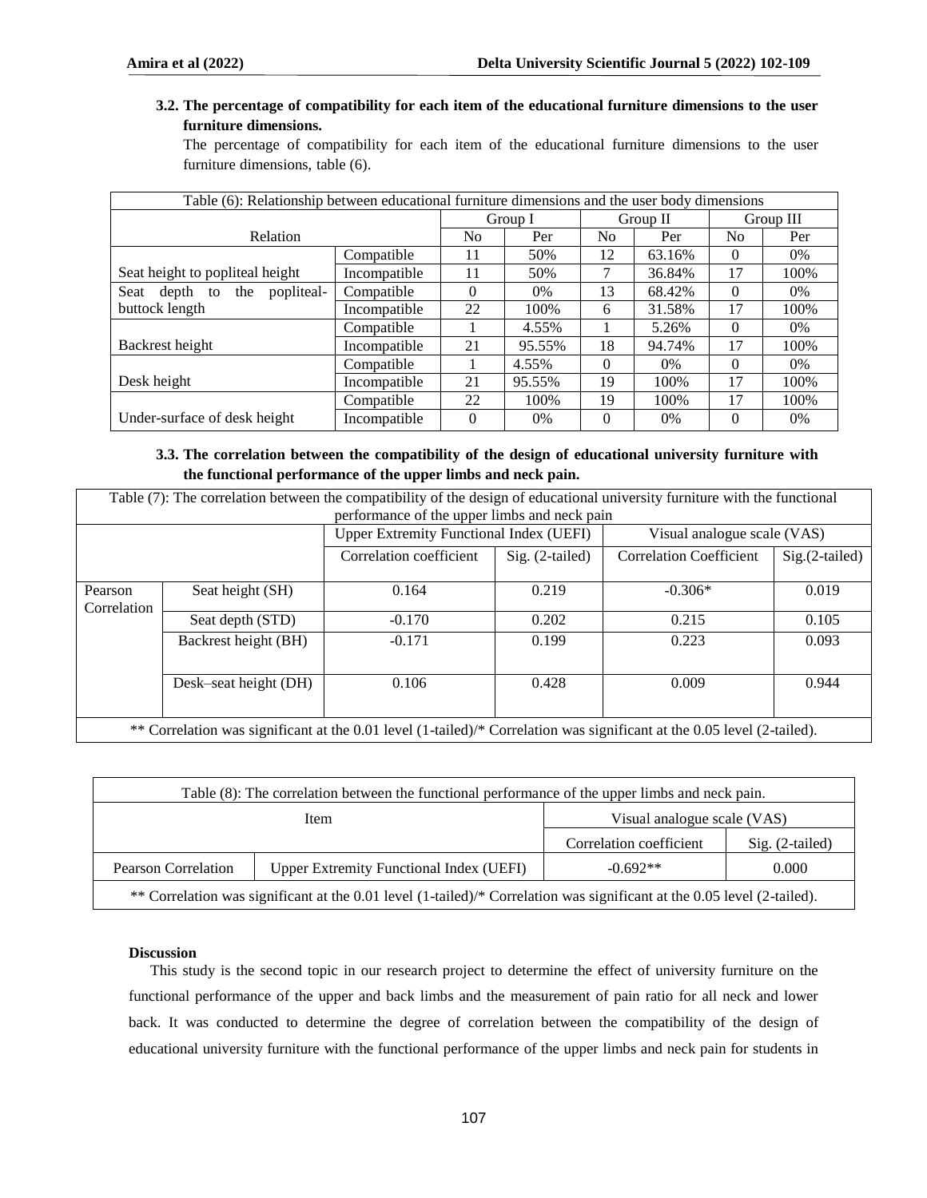**3.2. The percentage of compatibility for each item of the educational furniture dimensions to the user furniture dimensions.**

The percentage of compatibility for each item of the educational furniture dimensions to the user furniture dimensions, table (6).

Table (6): Relationship between educational furniture dimensions and the user body dimensions

| Relation | | Group I | | Group II | | Group III | |
|---|---|---|---|---|---|---|---|
| | | No | Per | No | Per | No | Per |
| Seat height to popliteal height | Compatible | 11 | 50% | 12 | 63.16% | 0 | 0% |
| | Incompatible | 11 | 50% | 7 | 36.84% | 17 | 100% |
| Seat depth to the popliteal-buttock length | Compatible | 0 | 0% | 13 | 68.42% | 0 | 0% |
| | Incompatible | 22 | 100% | 6 | 31.58% | 17 | 100% |
| Backrest height | Compatible | 1 | 4.55% | 1 | 5.26% | 0 | 0% |
| | Incompatible | 21 | 95.55% | 18 | 94.74% | 17 | 100% |
| Desk height | Compatible | 1 | 4.55% | 0 | 0% | 0 | 0% |
| | Incompatible | 21 | 95.55% | 19 | 100% | 17 | 100% |
| Under-surface of desk height | Compatible | 22 | 100% | 19 | 100% | 17 | 100% |
| | Incompatible | 0 | 0% | 0 | 0% | 0 | 0% |

**3.3. The correlation between the compatibility of the design of educational university furniture with the functional performance of the upper limbs and neck pain.**

Table (7): The correlation between the compatibility of the design of educational university furniture with the functional performance of the upper limbs and neck pain

| | | Upper Extremity Functional Index (UEFI) | | Visual analogue scale (VAS) | |
|---|---|---|---|---|---|
| | | Correlation coefficient | Sig. (2-tailed) | Correlation Coefficient | Sig.(2-tailed) |
| Pearson Correlation | Seat height (SH) | 0.164 | 0.219 | -0.306* | 0.019 |
| | Seat depth (STD) | -0.170 | 0.202 | 0.215 | 0.105 |
| | Backrest height (BH) | -0.171 | 0.199 | 0.223 | 0.093 |
| | Desk–seat height (DH) | 0.106 | 0.428 | 0.009 | 0.944 |

** Correlation was significant at the 0.01 level (1-tailed)/* Correlation was significant at the 0.05 level (2-tailed).

Table (8): The correlation between the functional performance of the upper limbs and neck pain.

| Item | | Visual analogue scale (VAS) | |
|---|---|---|---|
| | | Correlation coefficient | Sig. (2-tailed) |
| Pearson Correlation | Upper Extremity Functional Index (UEFI) | -0.692** | 0.000 |

** Correlation was significant at the 0.01 level (1-tailed)/* Correlation was significant at the 0.05 level (2-tailed).

**Discussion**

This study is the second topic in our research project to determine the effect of university furniture on the functional performance of the upper and back limbs and the measurement of pain ratio for all neck and lower back. It was conducted to determine the degree of correlation between the compatibility of the design of educational university furniture with the functional performance of the upper limbs and neck pain for students in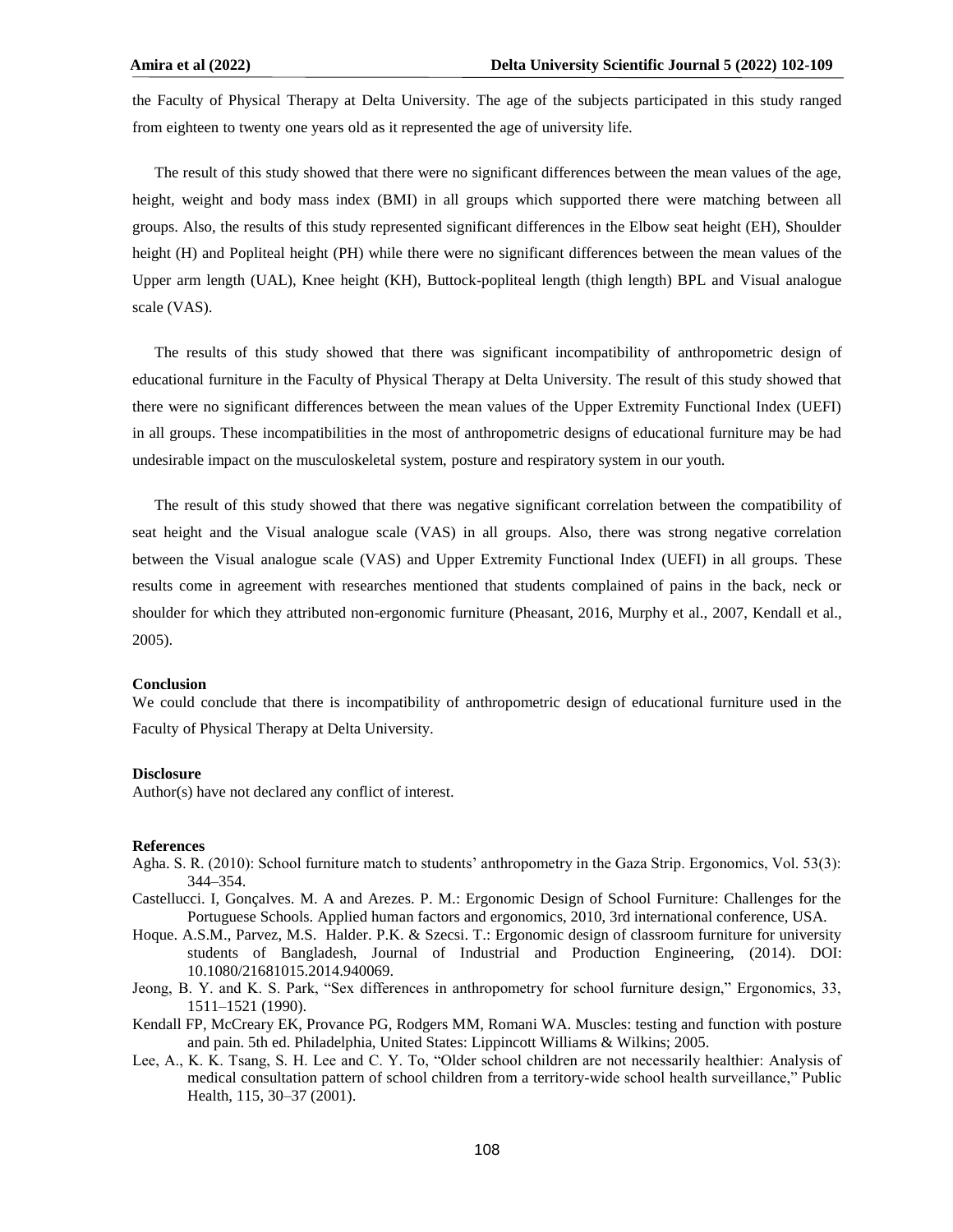the Faculty of Physical Therapy at Delta University. The age of the subjects participated in this study ranged from eighteen to twenty one years old as it represented the age of university life.

The result of this study showed that there were no significant differences between the mean values of the age, height, weight and body mass index (BMI) in all groups which supported there were matching between all groups. Also, the results of this study represented significant differences in the Elbow seat height (EH), Shoulder height (H) and Popliteal height (PH) while there were no significant differences between the mean values of the Upper arm length (UAL), Knee height (KH), Buttock-popliteal length (thigh length) BPL and Visual analogue scale (VAS).

The results of this study showed that there was significant incompatibility of anthropometric design of educational furniture in the Faculty of Physical Therapy at Delta University. The result of this study showed that there were no significant differences between the mean values of the Upper Extremity Functional Index (UEFI) in all groups. These incompatibilities in the most of anthropometric designs of educational furniture may be had undesirable impact on the musculoskeletal system, posture and respiratory system in our youth.

The result of this study showed that there was negative significant correlation between the compatibility of seat height and the Visual analogue scale (VAS) in all groups. Also, there was strong negative correlation between the Visual analogue scale (VAS) and Upper Extremity Functional Index (UEFI) in all groups. These results come in agreement with researches mentioned that students complained of pains in the back, neck or shoulder for which they attributed non-ergonomic furniture (Pheasant, 2016, Murphy et al., 2007, Kendall et al., 2005).

**Conclusion**

We could conclude that there is incompatibility of anthropometric design of educational furniture used in the Faculty of Physical Therapy at Delta University.

**Disclosure**

Author(s) have not declared any conflict of interest.

**References**

Agha. S. R. (2010): School furniture match to students' anthropometry in the Gaza Strip. Ergonomics, Vol. 53(3): 344–354.

Castellucci. I, Gonçalves. M. A and Arezes. P. M.: Ergonomic Design of School Furniture: Challenges for the Portuguese Schools. Applied human factors and ergonomics, 2010, 3rd international conference, USA.

Hoque. A.S.M., Parvez, M.S. Halder. P.K. & Szecsi. T.: Ergonomic design of classroom furniture for university students of Bangladesh, Journal of Industrial and Production Engineering, (2014). DOI: 10.1080/21681015.2014.940069.

Jeong, B. Y. and K. S. Park, "Sex differences in anthropometry for school furniture design," Ergonomics, 33, 1511–1521 (1990).

Kendall FP, McCreary EK, Provance PG, Rodgers MM, Romani WA. Muscles: testing and function with posture and pain. 5th ed. Philadelphia, United States: Lippincott Williams & Wilkins; 2005.

Lee, A., K. K. Tsang, S. H. Lee and C. Y. To, "Older school children are not necessarily healthier: Analysis of medical consultation pattern of school children from a territory-wide school health surveillance," Public Health, 115, 30–37 (2001).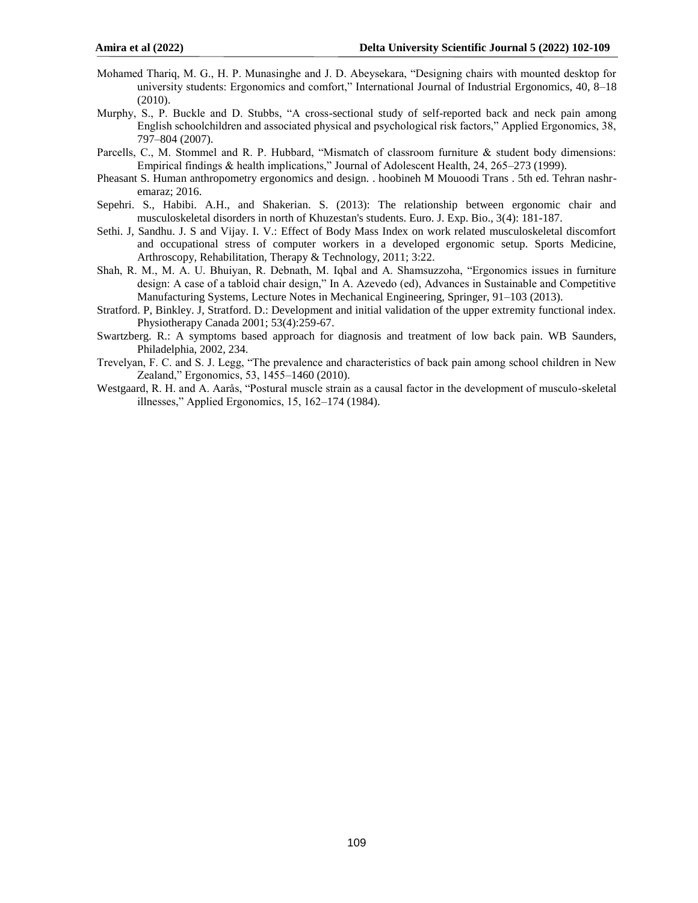Mohamed Thariq, M. G., H. P. Munasinghe and J. D. Abeysekara, "Designing chairs with mounted desktop for university students: Ergonomics and comfort," International Journal of Industrial Ergonomics, 40, 8–18 (2010).

Murphy, S., P. Buckle and D. Stubbs, "A cross-sectional study of self-reported back and neck pain among English schoolchildren and associated physical and psychological risk factors," Applied Ergonomics, 38, 797–804 (2007).

Parcells, C., M. Stommel and R. P. Hubbard, "Mismatch of classroom furniture & student body dimensions: Empirical findings & health implications," Journal of Adolescent Health, 24, 265–273 (1999).

Pheasant S. Human anthropometry ergonomics and design. . hoobineh M Mouoodi Trans . 5th ed. Tehran nashr-emaraz; 2016.

Sepehri. S., Habibi. A.H., and Shakerian. S. (2013): The relationship between ergonomic chair and musculoskeletal disorders in north of Khuzestan's students. Euro. J. Exp. Bio., 3(4): 181-187.

Sethi. J, Sandhu. J. S and Vijay. I. V.: Effect of Body Mass Index on work related musculoskeletal discomfort and occupational stress of computer workers in a developed ergonomic setup. Sports Medicine, Arthroscopy, Rehabilitation, Therapy & Technology, 2011; 3:22.

Shah, R. M., M. A. U. Bhuiyan, R. Debnath, M. Iqbal and A. Shamsuzzoha, "Ergonomics issues in furniture design: A case of a tabloid chair design," In A. Azevedo (ed), Advances in Sustainable and Competitive Manufacturing Systems, Lecture Notes in Mechanical Engineering, Springer, 91–103 (2013).

Stratford. P, Binkley. J, Stratford. D.: Development and initial validation of the upper extremity functional index. Physiotherapy Canada 2001; 53(4):259-67.

Swartzberg. R.: A symptoms based approach for diagnosis and treatment of low back pain. WB Saunders, Philadelphia, 2002, 234.

Trevelyan, F. C. and S. J. Legg, "The prevalence and characteristics of back pain among school children in New Zealand," Ergonomics, 53, 1455–1460 (2010).

Westgaard, R. H. and A. Aarås, "Postural muscle strain as a causal factor in the development of musculo-skeletal illnesses," Applied Ergonomics, 15, 162–174 (1984).